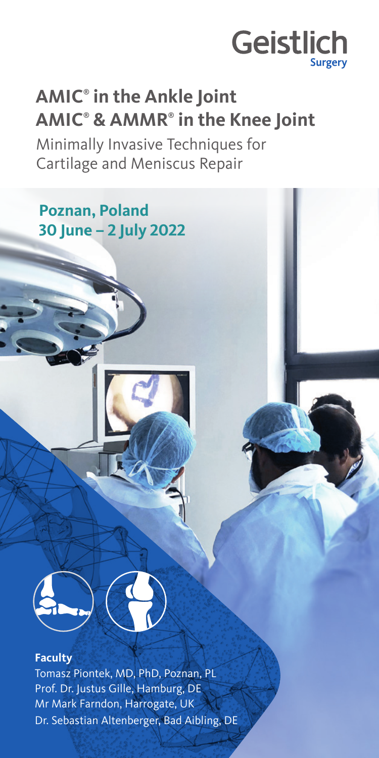Geistlich
Surgery

# AMIC® in the Ankle Joint
# AMIC® & AMMR® in the Knee Joint

Minimally Invasive Techniques for Cartilage and Meniscus Repair

## Poznan, Poland
## 30 June – 2 July 2022

**Faculty**

Tomasz Piontek, MD, PhD, Poznan, PL
Prof. Dr. Justus Gille, Hamburg, DE
Mr Mark Farndon, Harrogate, UK
Dr. Sebastian Altenberger, Bad Aibling, DE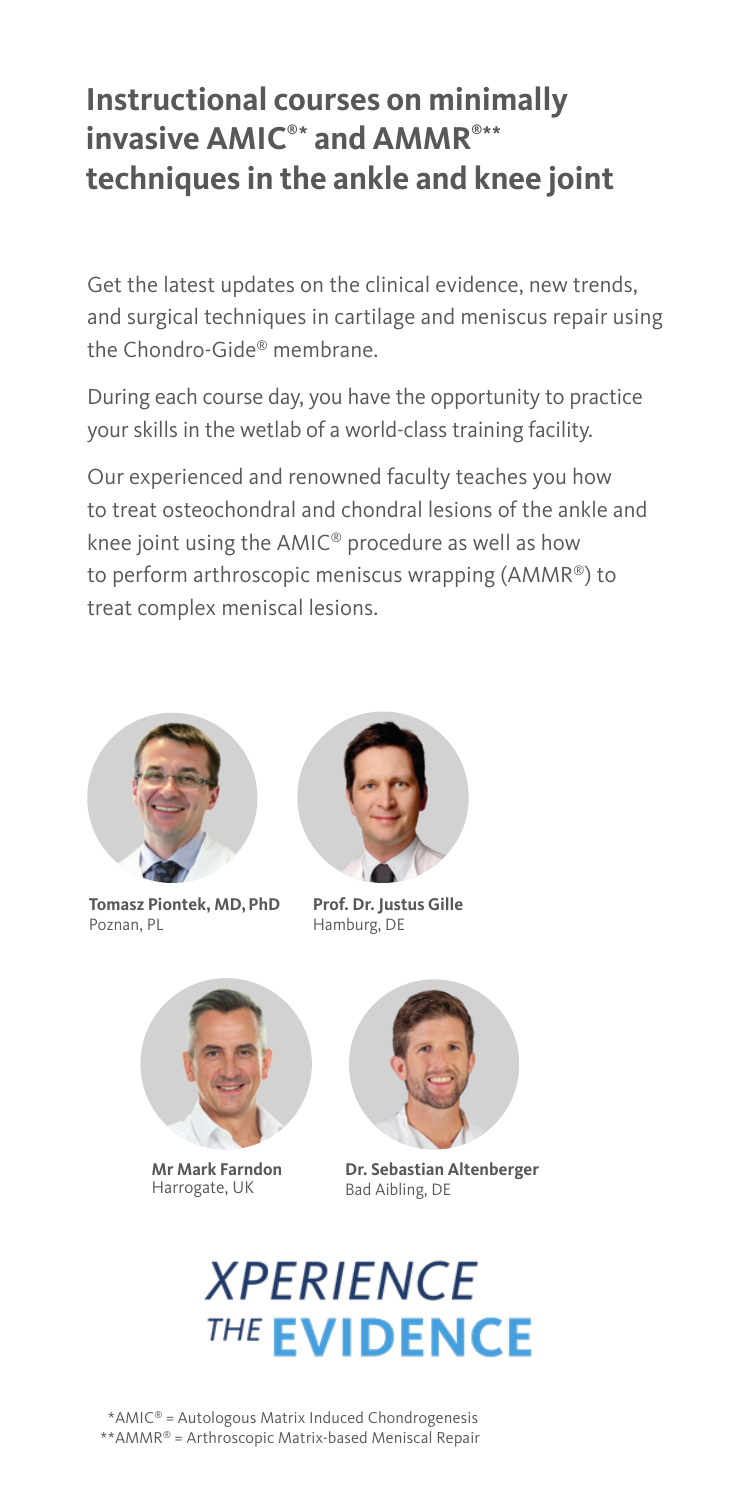# Instructional courses on minimally invasive AMIC®* and AMMR®** techniques in the ankle and knee joint

Get the latest updates on the clinical evidence, new trends, and surgical techniques in cartilage and meniscus repair using the Chondro-Gide® membrane.

During each course day, you have the opportunity to practice your skills in the wetlab of a world-class training facility.

Our experienced and renowned faculty teaches you how to treat osteochondral and chondral lesions of the ankle and knee joint using the AMIC® procedure as well as how to perform arthroscopic meniscus wrapping (AMMR®) to treat complex meniscal lesions.

**Tomasz Piontek, MD, PhD**
Poznan, PL

**Prof. Dr. Justus Gille**
Hamburg, DE

**Mr Mark Farndon**
Harrogate, UK

**Dr. Sebastian Altenberger**
Bad Aibling, DE

XPERIENCE THE EVIDENCE

*AMIC® = Autologous Matrix Induced Chondrogenesis
**AMMR® = Arthroscopic Matrix-based Meniscal Repair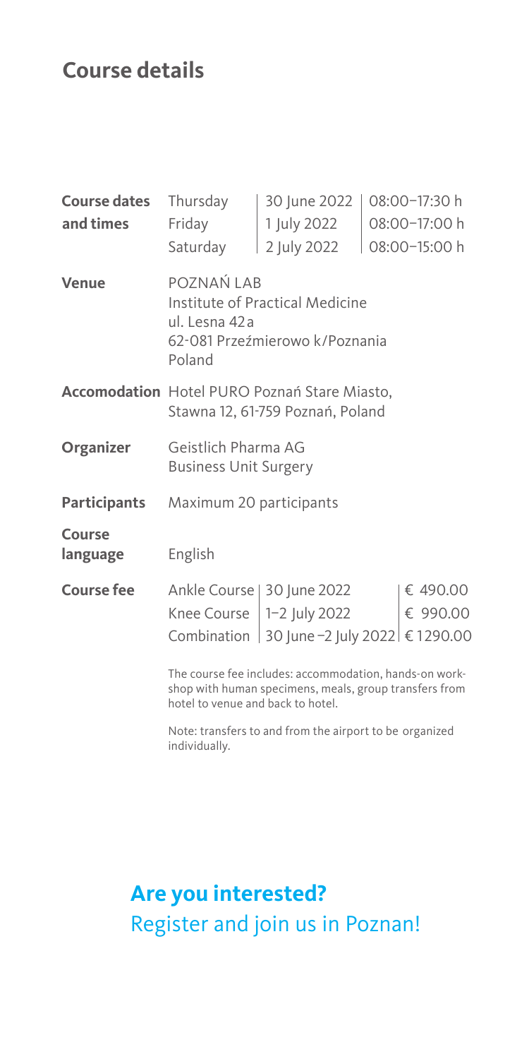## Course details

**Course dates and times**

| Thursday | 30 June 2022 | 08:00–17:30 h |
|---|---|---|
| Friday | 1 July 2022 | 08:00–17:00 h |
| Saturday | 2 July 2022 | 08:00–15:00 h |

**Venue**
POZNAŃ LAB
Institute of Practical Medicine
ul. Lesna 42 a
62-081 Przeźmierowo k/Poznania
Poland

**Accomodation** Hotel PURO Poznań Stare Miasto, Stawna 12, 61-759 Poznań, Poland

**Organizer**
Geistlich Pharma AG
Business Unit Surgery

**Participants** Maximum 20 participants

**Course language** English

**Course fee**

| Ankle Course | 30 June 2022 | € 490.00 |
|---|---|---|
| Knee Course | 1–2 July 2022 | € 990.00 |
| Combination | 30 June –2 July 2022 | € 1290.00 |

The course fee includes: accommodation, hands-on workshop with human specimens, meals, group transfers from hotel to venue and back to hotel.

Note: transfers to and from the airport to be organized individually.

## Are you interested?

Register and join us in Poznan!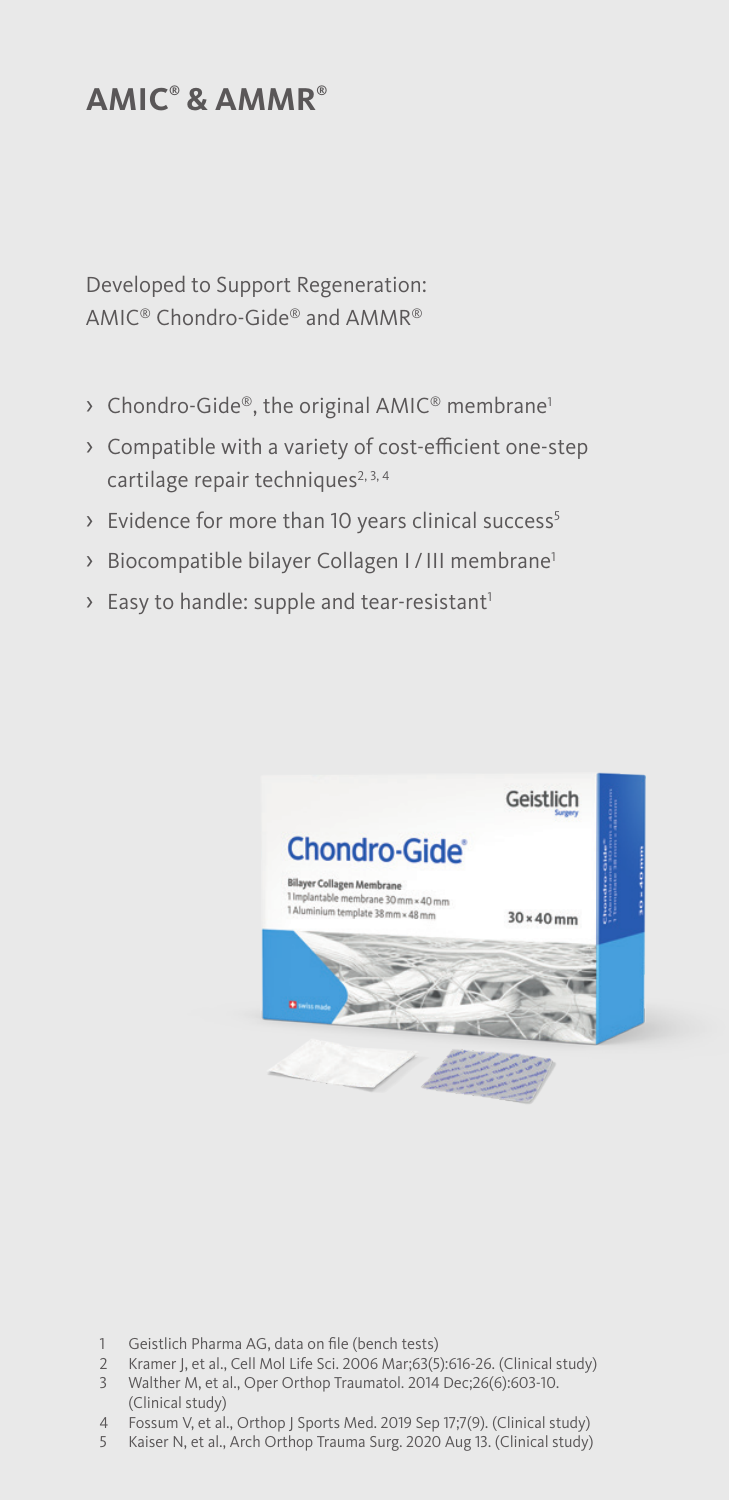# AMIC® & AMMR®

Developed to Support Regeneration:
AMIC® Chondro-Gide® and AMMR®

- Chondro-Gide®, the original AMIC® membrane[1]
- Compatible with a variety of cost-efficient one-step cartilage repair techniques[2, 3, 4]
- Evidence for more than 10 years clinical success[5]
- Biocompatible bilayer Collagen I / III membrane[1]
- Easy to handle: supple and tear-resistant[1]

1 Geistlich Pharma AG, data on file (bench tests)
2 Kramer J, et al., Cell Mol Life Sci. 2006 Mar;63(5):616-26. (Clinical study)
3 Walther M, et al., Oper Orthop Traumatol. 2014 Dec;26(6):603-10. (Clinical study)
4 Fossum V, et al., Orthop J Sports Med. 2019 Sep 17;7(9). (Clinical study)
5 Kaiser N, et al., Arch Orthop Trauma Surg. 2020 Aug 13. (Clinical study)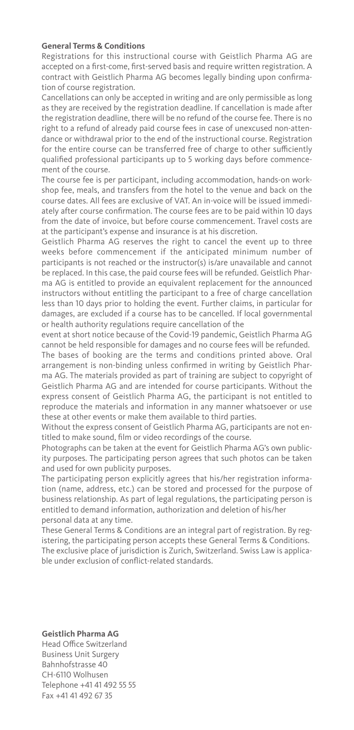**General Terms & Conditions**

Registrations for this instructional course with Geistlich Pharma AG are accepted on a first-come, first-served basis and require written registration. A contract with Geistlich Pharma AG becomes legally binding upon confirmation of course registration.

Cancellations can only be accepted in writing and are only permissible as long as they are received by the registration deadline. If cancellation is made after the registration deadline, there will be no refund of the course fee. There is no right to a refund of already paid course fees in case of unexcused non-attendance or withdrawal prior to the end of the instructional course. Registration for the entire course can be transferred free of charge to other sufficiently qualified professional participants up to 5 working days before commencement of the course.

The course fee is per participant, including accommodation, hands-on workshop fee, meals, and transfers from the hotel to the venue and back on the course dates. All fees are exclusive of VAT. An in-voice will be issued immediately after course confirmation. The course fees are to be paid within 10 days from the date of invoice, but before course commencement. Travel costs are at the participant's expense and insurance is at his discretion.

Geistlich Pharma AG reserves the right to cancel the event up to three weeks before commencement if the anticipated minimum number of participants is not reached or the instructor(s) is/are unavailable and cannot be replaced. In this case, the paid course fees will be refunded. Geistlich Pharma AG is entitled to provide an equivalent replacement for the announced instructors without entitling the participant to a free of charge cancellation less than 10 days prior to holding the event. Further claims, in particular for damages, are excluded if a course has to be cancelled. If local governmental or health authority regulations require cancellation of the event at short notice because of the Covid-19 pandemic, Geistlich Pharma AG cannot be held responsible for damages and no course fees will be refunded.

The bases of booking are the terms and conditions printed above. Oral arrangement is non-binding unless confirmed in writing by Geistlich Pharma AG. The materials provided as part of training are subject to copyright of Geistlich Pharma AG and are intended for course participants. Without the express consent of Geistlich Pharma AG, the participant is not entitled to reproduce the materials and information in any manner whatsoever or use these at other events or make them available to third parties.

Without the express consent of Geistlich Pharma AG, participants are not entitled to make sound, film or video recordings of the course.

Photographs can be taken at the event for Geistlich Pharma AG's own publicity purposes. The participating person agrees that such photos can be taken and used for own publicity purposes.

The participating person explicitly agrees that his/her registration information (name, address, etc.) can be stored and processed for the purpose of business relationship. As part of legal regulations, the participating person is entitled to demand information, authorization and deletion of his/her personal data at any time.

These General Terms & Conditions are an integral part of registration. By registering, the participating person accepts these General Terms & Conditions. The exclusive place of jurisdiction is Zurich, Switzerland. Swiss Law is applicable under exclusion of conflict-related standards.

**Geistlich Pharma AG**
Head Office Switzerland
Business Unit Surgery
Bahnhofstrasse 40
CH-6110 Wolhusen
Telephone +41 41 492 55 55
Fax +41 41 492 67 35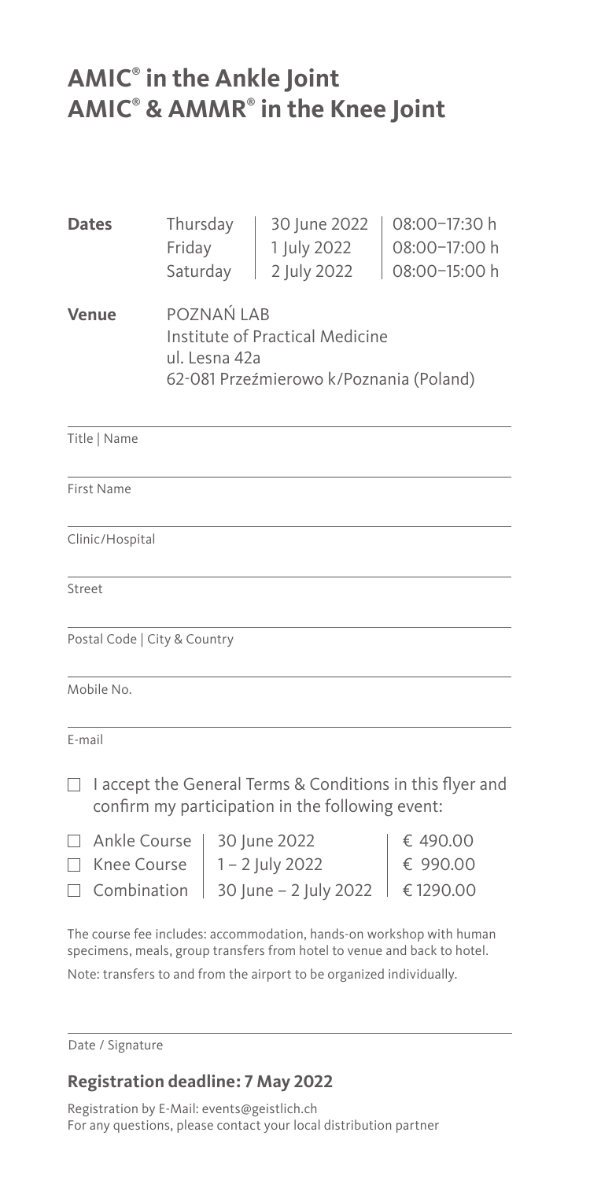# AMIC® in the Ankle Joint
# AMIC® & AMMR® in the Knee Joint

| | | | |
|---|---|---|---|
| **Dates** | Thursday | 30 June 2022 | 08:00–17:30 h |
| | Friday | 1 July 2022 | 08:00–17:00 h |
| | Saturday | 2 July 2022 | 08:00–15:00 h |

**Venue**
POZNAŃ LAB
Institute of Practical Medicine
ul. Lesna 42a
62-081 Przeźmierowo k/Poznania (Poland)

Title | Name

First Name

Clinic/Hospital

Street

Postal Code | City & Country

Mobile No.

E-mail

☐ I accept the General Terms & Conditions in this flyer and confirm my participation in the following event:

| | | |
|---|---|---|
| ☐ Ankle Course | 30 June 2022 | € 490.00 |
| ☐ Knee Course | 1 – 2 July 2022 | € 990.00 |
| ☐ Combination | 30 June – 2 July 2022 | € 1290.00 |

The course fee includes: accommodation, hands-on workshop with human specimens, meals, group transfers from hotel to venue and back to hotel.

Note: transfers to and from the airport to be organized individually.

Date / Signature

## Registration deadline: 7 May 2022

Registration by E-Mail: events@geistlich.ch
For any questions, please contact your local distribution partner